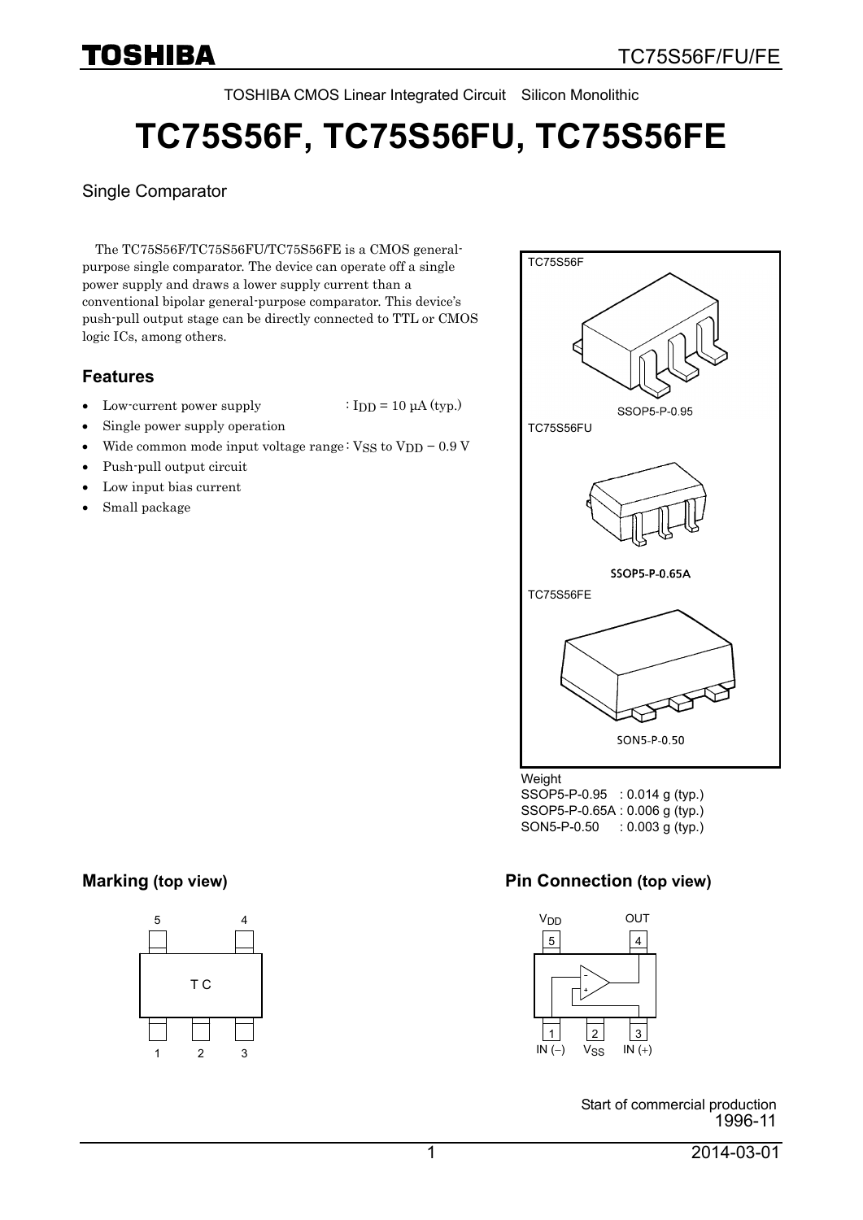TOSHIBA CMOS Linear Integrated Circuit Silicon Monolithic

# TC75S56F, TC75S56FU, TC75S56FE

Single Comparator

The TC75S56F/TC75S56FU/TC75S56FE is a CMOS general-purpose single comparator. The device can operate off a single power supply and draws a lower supply current than a conventional bipolar general-purpose comparator. This device's push-pull output stage can be directly connected to TTL or CMOS logic ICs, among others.

## Features

- Low-current power supply : $I_{DD}$ = 10 μA (typ.)
- Single power supply operation
- Wide common mode input voltage range : $V_{SS}$ to $V_{DD}$ − 0.9 V
- Push-pull output circuit
- Low input bias current
- Small package

TC75S56F — SSOP5-P-0.95

TC75S56FU — SSOP5-P-0.65A

TC75S56FE — SON5-P-0.50

Weight
SSOP5-P-0.95 : 0.014 g (typ.)
SSOP5-P-0.65A : 0.006 g (typ.)
SON5-P-0.50 : 0.003 g (typ.)

## Marking (top view)

T C

## Pin Connection (top view)

| Pin | Name |
|---|---|
| 1 | IN (−) |
| 2 | $V_{SS}$ |
| 3 | IN (+) |
| 4 | OUT |
| 5 | $V_{DD}$ |

Start of commercial production
1996-11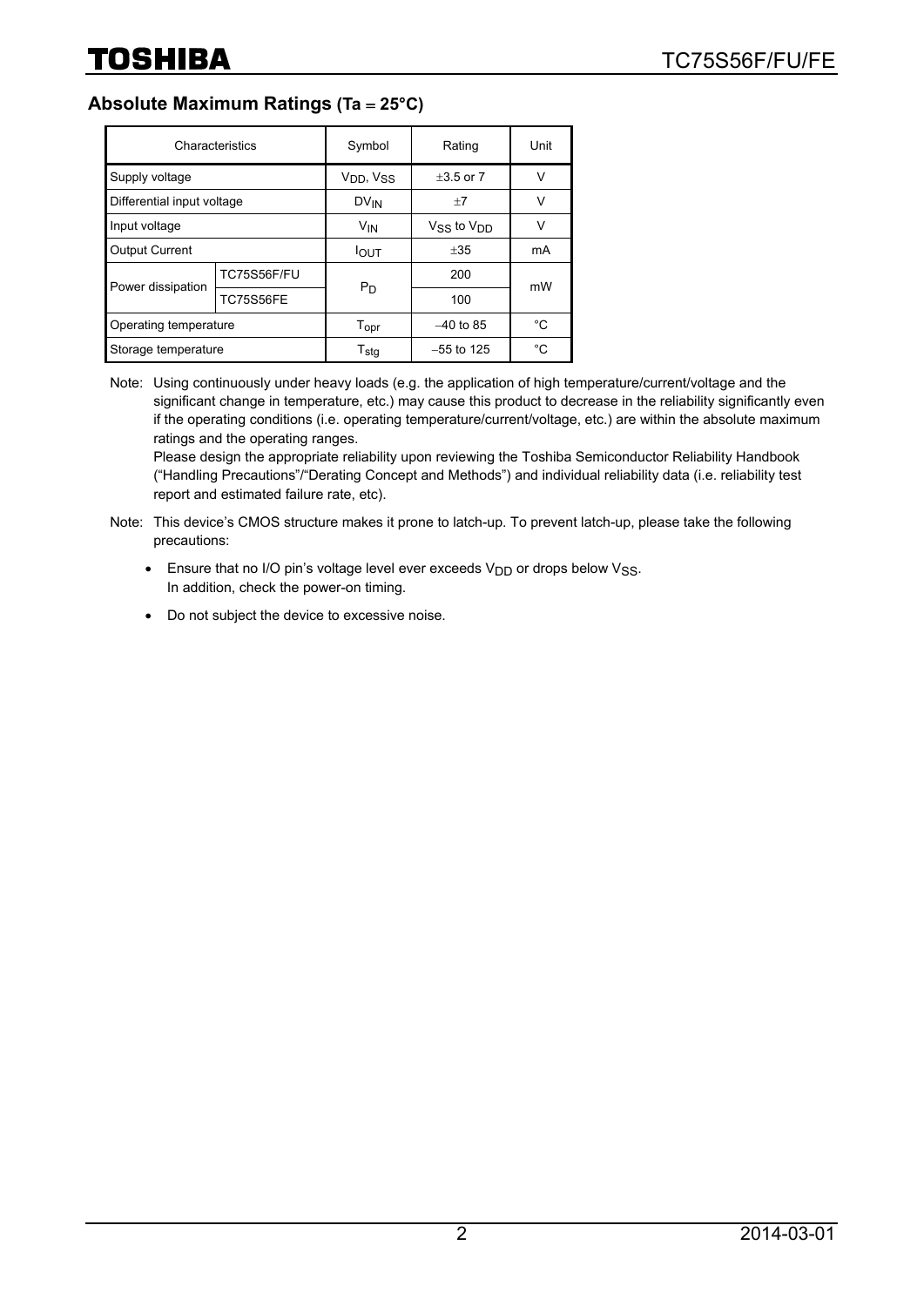## Absolute Maximum Ratings (Ta = 25°C)

| Characteristics | | Symbol | Rating | Unit |
|---|---|---|---|---|
| Supply voltage | | $V_{DD}$, $V_{SS}$ | ±3.5 or 7 | V |
| Differential input voltage | | $DV_{IN}$ | ±7 | V |
| Input voltage | | $V_{IN}$ | $V_{SS}$ to $V_{DD}$ | V |
| Output Current | | $I_{OUT}$ | ±35 | mA |
| Power dissipation | TC75S56F/FU | $P_D$ | 200 | mW |
| | TC75S56FE | | 100 | |
| Operating temperature | | $T_{opr}$ | −40 to 85 | °C |
| Storage temperature | | $T_{stg}$ | −55 to 125 | °C |

Note: Using continuously under heavy loads (e.g. the application of high temperature/current/voltage and the significant change in temperature, etc.) may cause this product to decrease in the reliability significantly even if the operating conditions (i.e. operating temperature/current/voltage, etc.) are within the absolute maximum ratings and the operating ranges.
Please design the appropriate reliability upon reviewing the Toshiba Semiconductor Reliability Handbook ("Handling Precautions"/"Derating Concept and Methods") and individual reliability data (i.e. reliability test report and estimated failure rate, etc).

Note: This device's CMOS structure makes it prone to latch-up. To prevent latch-up, please take the following precautions:

- Ensure that no I/O pin's voltage level ever exceeds $V_{DD}$ or drops below $V_{SS}$.
  In addition, check the power-on timing.
- Do not subject the device to excessive noise.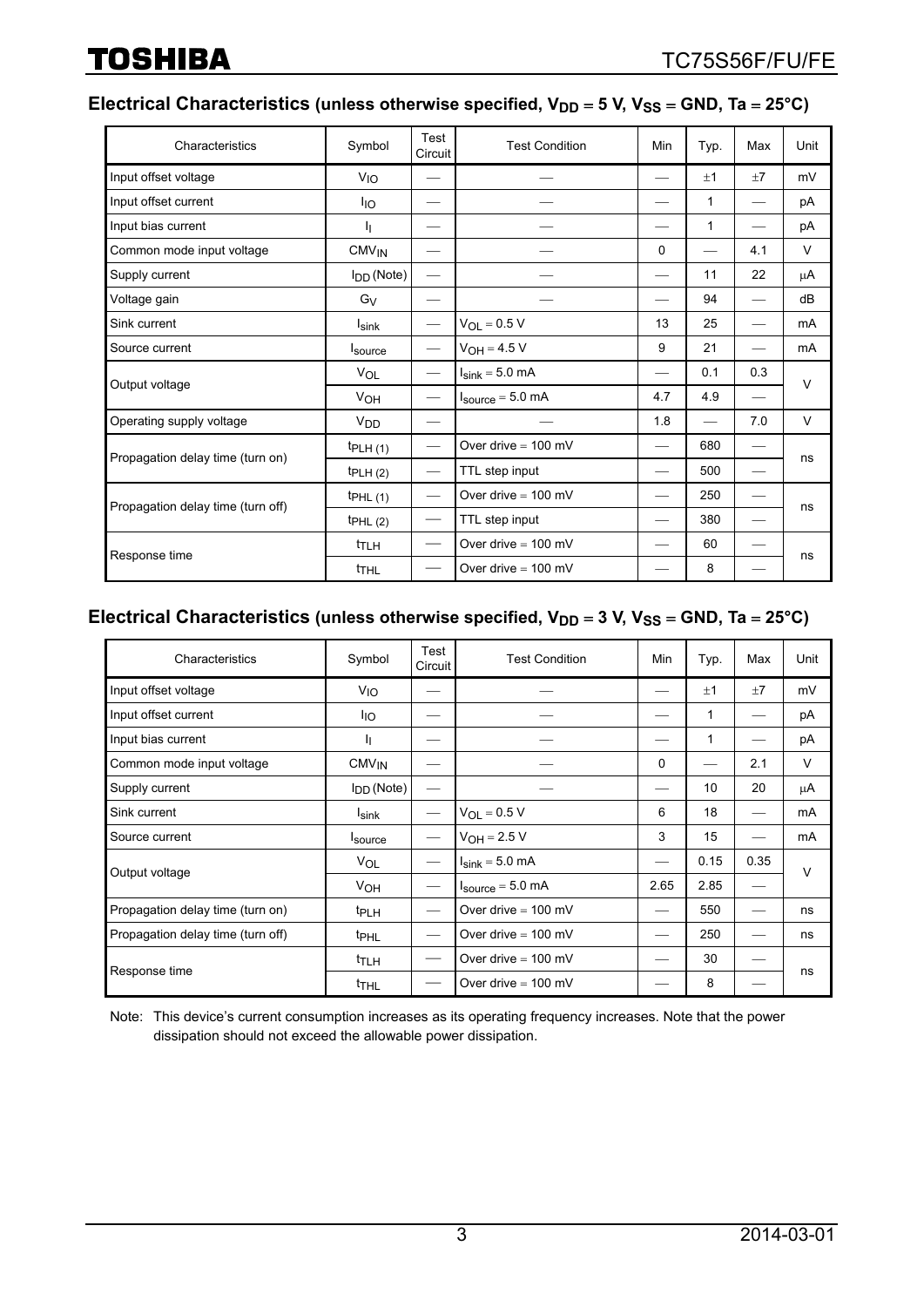## Electrical Characteristics (unless otherwise specified, $V_{DD}$ = 5 V, $V_{SS}$ = GND, Ta = 25°C)

| Characteristics | Symbol | Test Circuit | Test Condition | Min | Typ. | Max | Unit |
|---|---|---|---|---|---|---|---|
| Input offset voltage | $V_{IO}$ | — | — | — | ±1 | ±7 | mV |
| Input offset current | $I_{IO}$ | — | — | — | 1 | — | pA |
| Input bias current | $I_I$ | — | — | — | 1 | — | pA |
| Common mode input voltage | $CMV_{IN}$ | — | — | 0 | — | 4.1 | V |
| Supply current | $I_{DD}$ (Note) | — | — | — | 11 | 22 | μA |
| Voltage gain | $G_V$ | — | — | — | 94 | — | dB |
| Sink current | $I_{sink}$ | — | $V_{OL}$ = 0.5 V | 13 | 25 | — | mA |
| Source current | $I_{source}$ | — | $V_{OH}$ = 4.5 V | 9 | 21 | — | mA |
| Output voltage | $V_{OL}$ | — | $I_{sink}$ = 5.0 mA | — | 0.1 | 0.3 | V |
| | $V_{OH}$ | — | $I_{source}$ = 5.0 mA | 4.7 | 4.9 | — | |
| Operating supply voltage | $V_{DD}$ | — | — | 1.8 | — | 7.0 | V |
| Propagation delay time (turn on) | $t_{PLH\ (1)}$ | — | Over drive = 100 mV | — | 680 | — | ns |
| | $t_{PLH\ (2)}$ | — | TTL step input | — | 500 | — | |
| Propagation delay time (turn off) | $t_{PHL\ (1)}$ | — | Over drive = 100 mV | — | 250 | — | ns |
| | $t_{PHL\ (2)}$ | — | TTL step input | — | 380 | — | |
| Response time | $t_{TLH}$ | — | Over drive = 100 mV | — | 60 | — | ns |
| | $t_{THL}$ | — | Over drive = 100 mV | — | 8 | — | |

## Electrical Characteristics (unless otherwise specified, $V_{DD}$ = 3 V, $V_{SS}$ = GND, Ta = 25°C)

| Characteristics | Symbol | Test Circuit | Test Condition | Min | Typ. | Max | Unit |
|---|---|---|---|---|---|---|---|
| Input offset voltage | $V_{IO}$ | — | — | — | ±1 | ±7 | mV |
| Input offset current | $I_{IO}$ | — | — | — | 1 | — | pA |
| Input bias current | $I_I$ | — | — | — | 1 | — | pA |
| Common mode input voltage | $CMV_{IN}$ | — | — | 0 | — | 2.1 | V |
| Supply current | $I_{DD}$ (Note) | — | — | — | 10 | 20 | μA |
| Sink current | $I_{sink}$ | — | $V_{OL}$ = 0.5 V | 6 | 18 | — | mA |
| Source current | $I_{source}$ | — | $V_{OH}$ = 2.5 V | 3 | 15 | — | mA |
| Output voltage | $V_{OL}$ | — | $I_{sink}$ = 5.0 mA | — | 0.15 | 0.35 | V |
| | $V_{OH}$ | — | $I_{source}$ = 5.0 mA | 2.65 | 2.85 | — | |
| Propagation delay time (turn on) | $t_{PLH}$ | — | Over drive = 100 mV | — | 550 | — | ns |
| Propagation delay time (turn off) | $t_{PHL}$ | — | Over drive = 100 mV | — | 250 | — | ns |
| Response time | $t_{TLH}$ | — | Over drive = 100 mV | — | 30 | — | ns |
| | $t_{THL}$ | — | Over drive = 100 mV | — | 8 | — | |

Note: This device's current consumption increases as its operating frequency increases. Note that the power dissipation should not exceed the allowable power dissipation.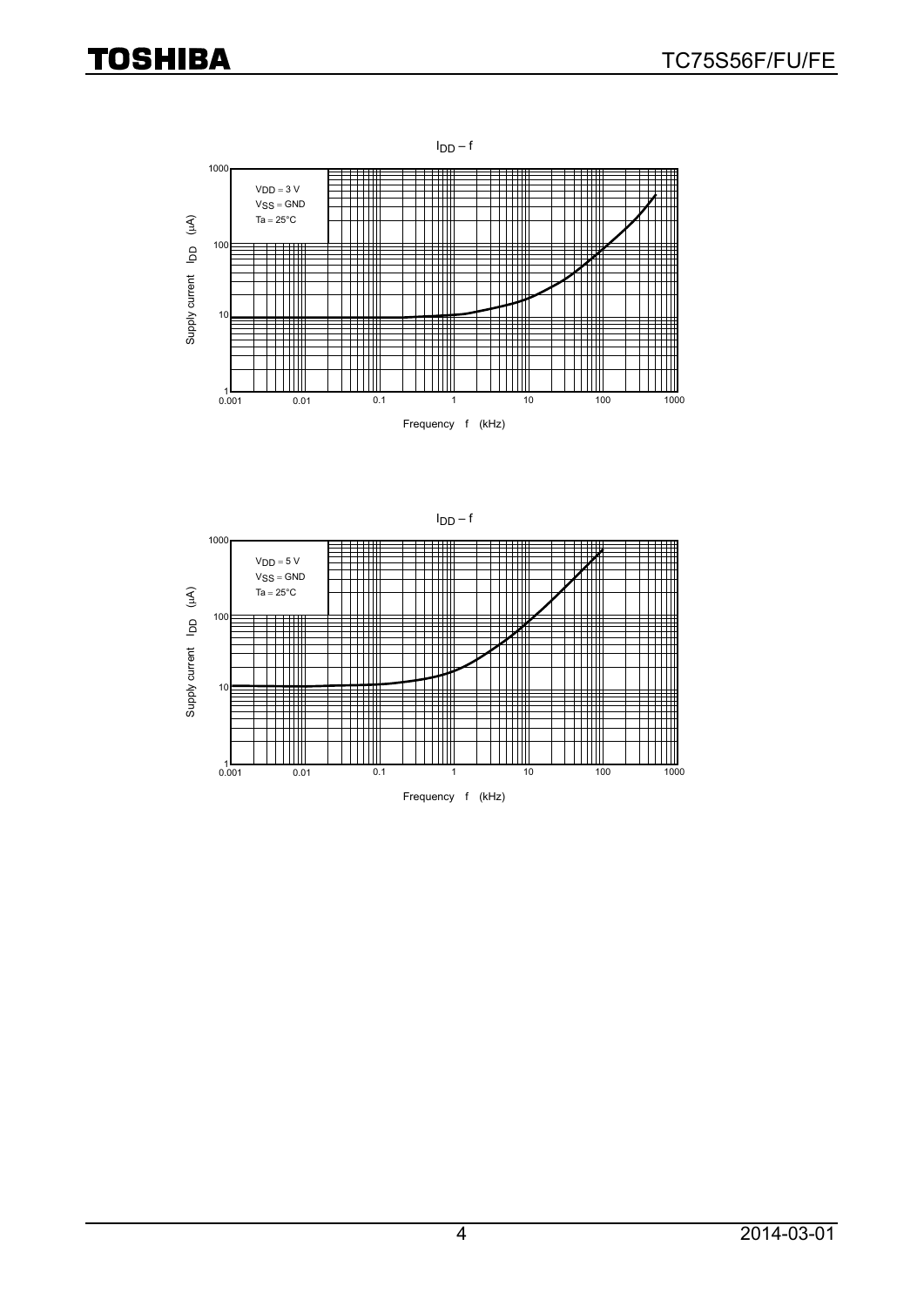$I_{DD} – f$

$V_{DD} = 3$ V
$V_{SS} = $ GND
Ta = 25°C

Supply current $I_{DD}$ (μA)

Frequency f (kHz)

$I_{DD} – f$

$V_{DD} = 5$ V
$V_{SS} = $ GND
Ta = 25°C

Supply current $I_{DD}$ (μA)

Frequency f (kHz)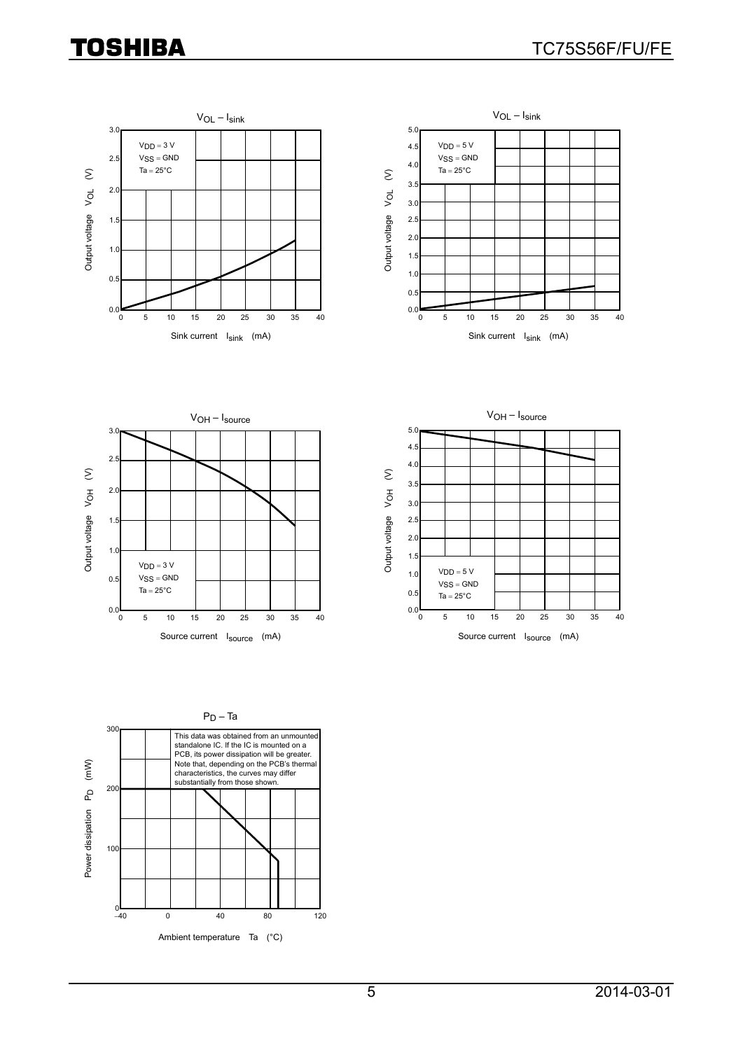$V_{OL} – I_{sink}$

$V_{DD}$ = 3 V
$V_{SS}$ = GND
Ta = 25°C

Output voltage $V_{OL}$ (V)

Sink current $I_{sink}$ (mA)

$V_{OL} – I_{sink}$

$V_{DD}$ = 5 V
$V_{SS}$ = GND
Ta = 25°C

Output voltage $V_{OL}$ (V)

Sink current $I_{sink}$ (mA)

$V_{OH} – I_{source}$

$V_{DD}$ = 3 V
$V_{SS}$ = GND
Ta = 25°C

Output voltage $V_{OH}$ (V)

Source current $I_{source}$ (mA)

$V_{OH} – I_{source}$

$V_{DD}$ = 5 V
$V_{SS}$ = GND
Ta = 25°C

Output voltage $V_{OH}$ (V)

Source current $I_{source}$ (mA)

$P_D – Ta$

This data was obtained from an unmounted standalone IC. If the IC is mounted on a PCB, its power dissipation will be greater. Note that, depending on the PCB's thermal characteristics, the curves may differ substantially from those shown.

Power dissipation $P_D$ (mW)

Ambient temperature Ta (°C)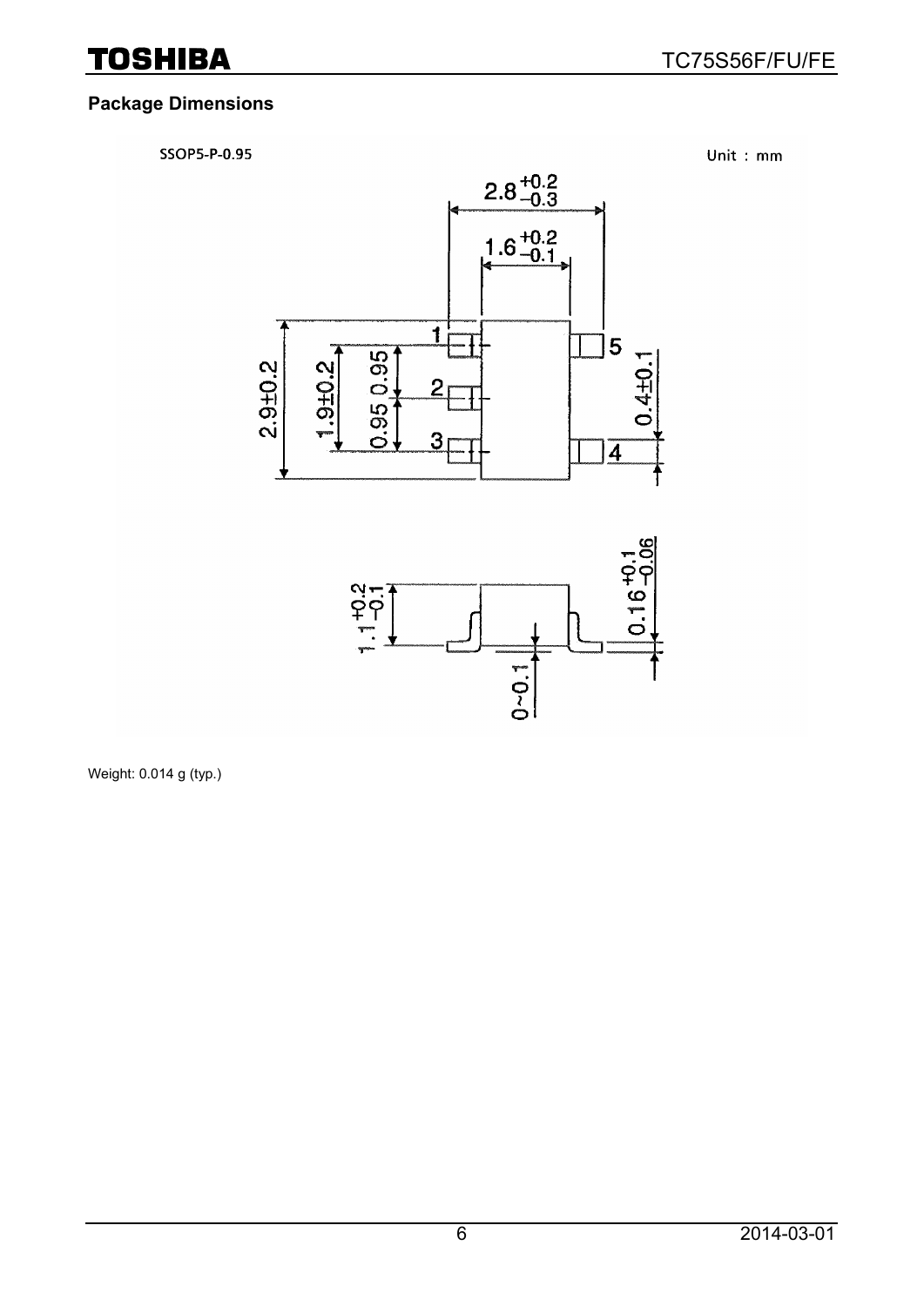## Package Dimensions

SSOP5-P-0.95

Unit : mm

Weight: 0.014 g (typ.)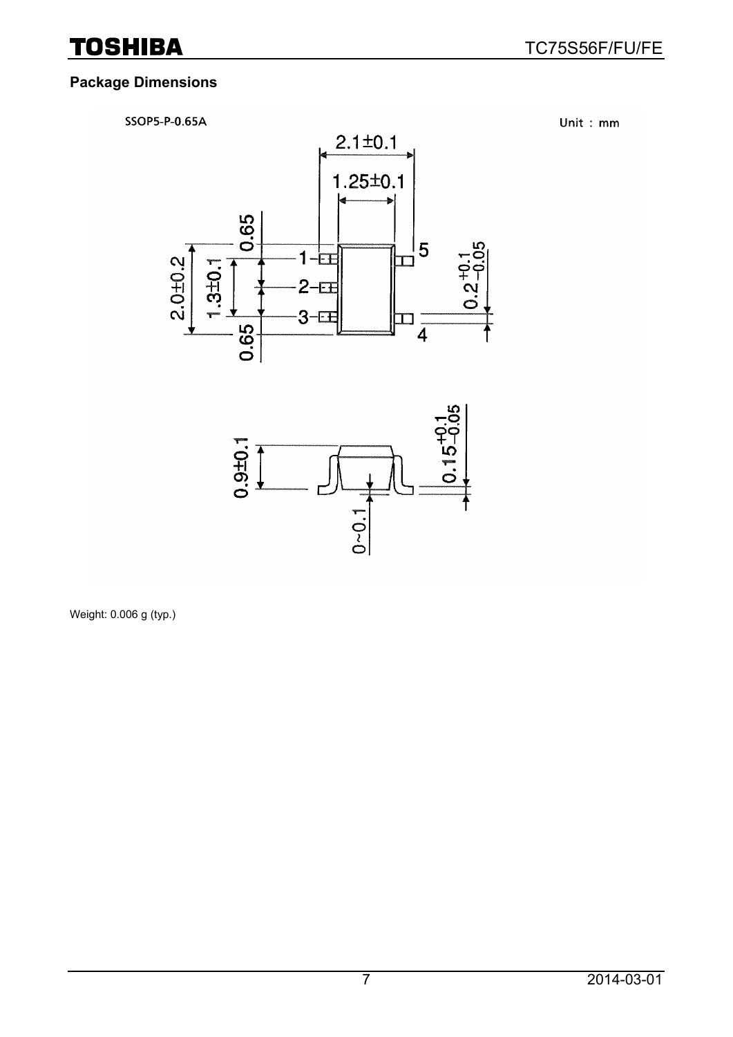## Package Dimensions

SSOP5-P-0.65A

Unit : mm

2.1±0.1

1.25±0.1

0.65

2.0±0.2

1.3±0.1

0.65

1

2

3

4

5

$0.2^{+0.1}_{-0.05}$

0.9±0.1

$0.15^{+0.1}_{-0.05}$

0~0.1

Weight: 0.006 g (typ.)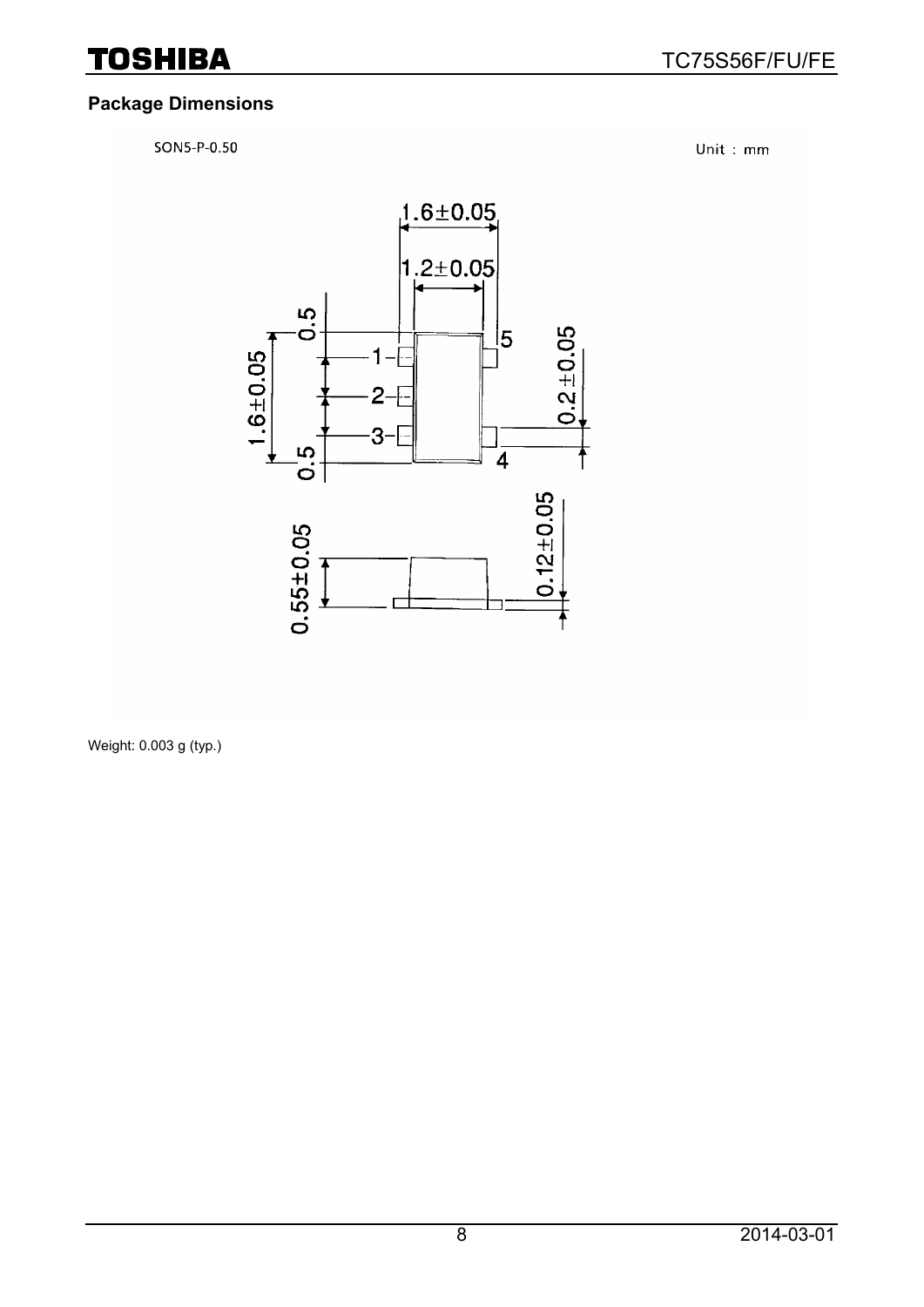## Package Dimensions

SON5-P-0.50

Unit : mm

Weight: 0.003 g (typ.)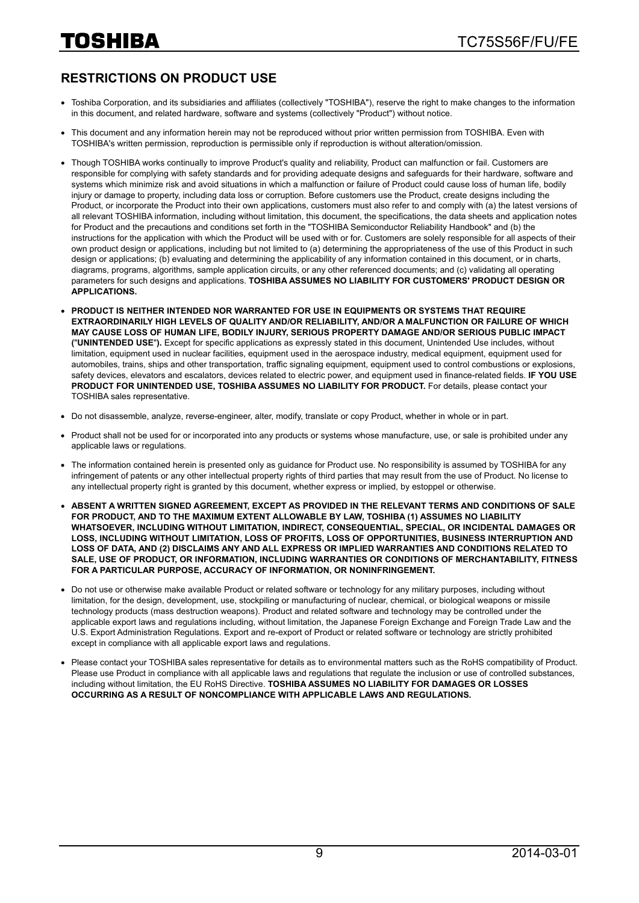## RESTRICTIONS ON PRODUCT USE

- Toshiba Corporation, and its subsidiaries and affiliates (collectively "TOSHIBA"), reserve the right to make changes to the information in this document, and related hardware, software and systems (collectively "Product") without notice.

- This document and any information herein may not be reproduced without prior written permission from TOSHIBA. Even with TOSHIBA's written permission, reproduction is permissible only if reproduction is without alteration/omission.

- Though TOSHIBA works continually to improve Product's quality and reliability, Product can malfunction or fail. Customers are responsible for complying with safety standards and for providing adequate designs and safeguards for their hardware, software and systems which minimize risk and avoid situations in which a malfunction or failure of Product could cause loss of human life, bodily injury or damage to property, including data loss or corruption. Before customers use the Product, create designs including the Product, or incorporate the Product into their own applications, customers must also refer to and comply with (a) the latest versions of all relevant TOSHIBA information, including without limitation, this document, the specifications, the data sheets and application notes for Product and the precautions and conditions set forth in the "TOSHIBA Semiconductor Reliability Handbook" and (b) the instructions for the application with which the Product will be used with or for. Customers are solely responsible for all aspects of their own product design or applications, including but not limited to (a) determining the appropriateness of the use of this Product in such design or applications; (b) evaluating and determining the applicability of any information contained in this document, or in charts, diagrams, programs, algorithms, sample application circuits, or any other referenced documents; and (c) validating all operating parameters for such designs and applications. **TOSHIBA ASSUMES NO LIABILITY FOR CUSTOMERS' PRODUCT DESIGN OR APPLICATIONS.**

- **PRODUCT IS NEITHER INTENDED NOR WARRANTED FOR USE IN EQUIPMENTS OR SYSTEMS THAT REQUIRE EXTRAORDINARILY HIGH LEVELS OF QUALITY AND/OR RELIABILITY, AND/OR A MALFUNCTION OR FAILURE OF WHICH MAY CAUSE LOSS OF HUMAN LIFE, BODILY INJURY, SERIOUS PROPERTY DAMAGE AND/OR SERIOUS PUBLIC IMPACT ("UNINTENDED USE").** Except for specific applications as expressly stated in this document, Unintended Use includes, without limitation, equipment used in nuclear facilities, equipment used in the aerospace industry, medical equipment, equipment used for automobiles, trains, ships and other transportation, traffic signaling equipment, equipment used to control combustions or explosions, safety devices, elevators and escalators, devices related to electric power, and equipment used in finance-related fields. **IF YOU USE PRODUCT FOR UNINTENDED USE, TOSHIBA ASSUMES NO LIABILITY FOR PRODUCT.** For details, please contact your TOSHIBA sales representative.

- Do not disassemble, analyze, reverse-engineer, alter, modify, translate or copy Product, whether in whole or in part.

- Product shall not be used for or incorporated into any products or systems whose manufacture, use, or sale is prohibited under any applicable laws or regulations.

- The information contained herein is presented only as guidance for Product use. No responsibility is assumed by TOSHIBA for any infringement of patents or any other intellectual property rights of third parties that may result from the use of Product. No license to any intellectual property right is granted by this document, whether express or implied, by estoppel or otherwise.

- **ABSENT A WRITTEN SIGNED AGREEMENT, EXCEPT AS PROVIDED IN THE RELEVANT TERMS AND CONDITIONS OF SALE FOR PRODUCT, AND TO THE MAXIMUM EXTENT ALLOWABLE BY LAW, TOSHIBA (1) ASSUMES NO LIABILITY WHATSOEVER, INCLUDING WITHOUT LIMITATION, INDIRECT, CONSEQUENTIAL, SPECIAL, OR INCIDENTAL DAMAGES OR LOSS, INCLUDING WITHOUT LIMITATION, LOSS OF PROFITS, LOSS OF OPPORTUNITIES, BUSINESS INTERRUPTION AND LOSS OF DATA, AND (2) DISCLAIMS ANY AND ALL EXPRESS OR IMPLIED WARRANTIES AND CONDITIONS RELATED TO SALE, USE OF PRODUCT, OR INFORMATION, INCLUDING WARRANTIES OR CONDITIONS OF MERCHANTABILITY, FITNESS FOR A PARTICULAR PURPOSE, ACCURACY OF INFORMATION, OR NONINFRINGEMENT.**

- Do not use or otherwise make available Product or related software or technology for any military purposes, including without limitation, for the design, development, use, stockpiling or manufacturing of nuclear, chemical, or biological weapons or missile technology products (mass destruction weapons). Product and related software and technology may be controlled under the applicable export laws and regulations including, without limitation, the Japanese Foreign Exchange and Foreign Trade Law and the U.S. Export Administration Regulations. Export and re-export of Product or related software or technology are strictly prohibited except in compliance with all applicable export laws and regulations.

- Please contact your TOSHIBA sales representative for details as to environmental matters such as the RoHS compatibility of Product. Please use Product in compliance with all applicable laws and regulations that regulate the inclusion or use of controlled substances, including without limitation, the EU RoHS Directive. **TOSHIBA ASSUMES NO LIABILITY FOR DAMAGES OR LOSSES OCCURRING AS A RESULT OF NONCOMPLIANCE WITH APPLICABLE LAWS AND REGULATIONS.**